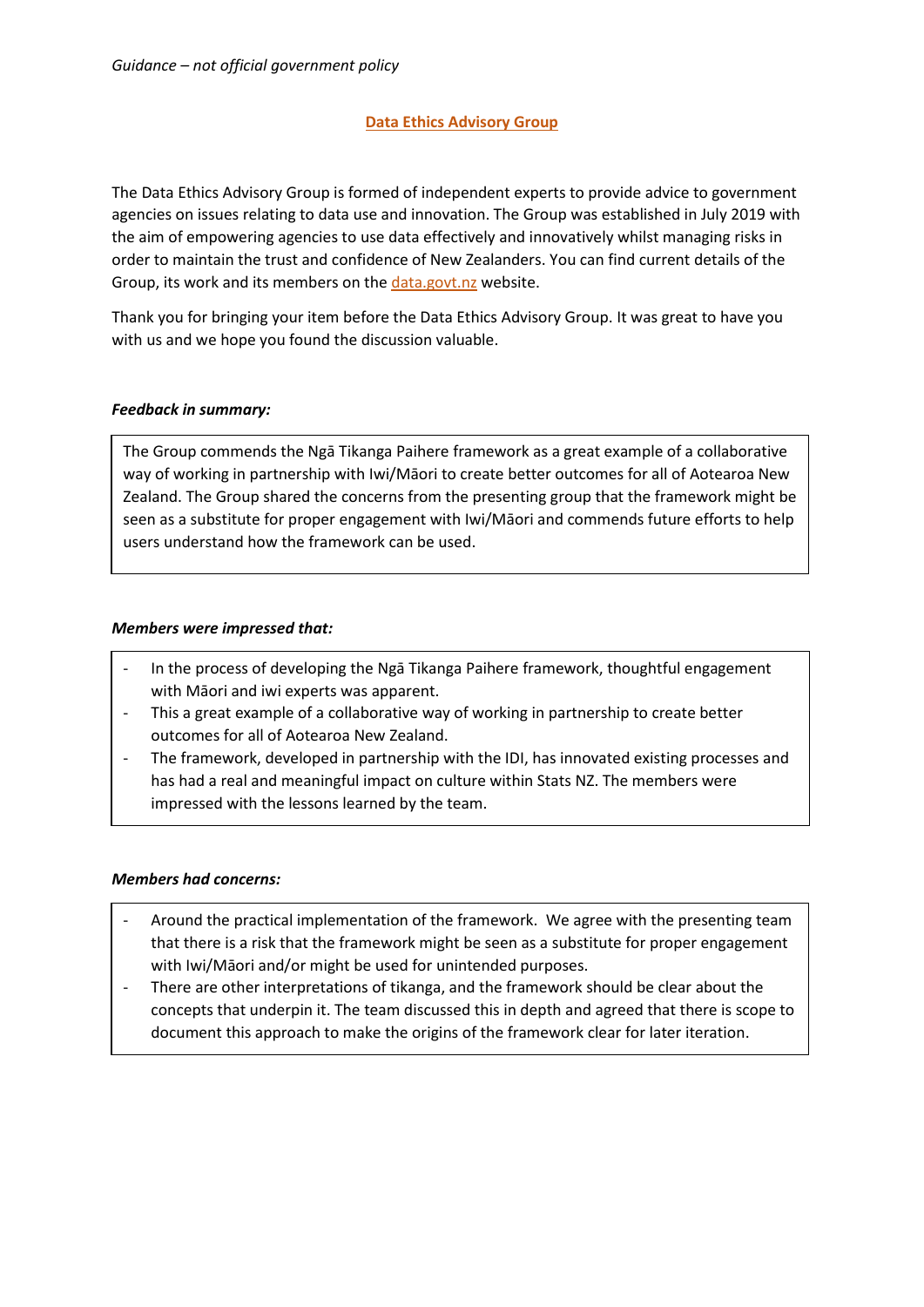*Guidance – not official government policy*

## Data Ethics Advisory Group

The Data Ethics Advisory Group is formed of independent experts to provide advice to government agencies on issues relating to data use and innovation. The Group was established in July 2019 with the aim of empowering agencies to use data effectively and innovatively whilst managing risks in order to maintain the trust and confidence of New Zealanders. You can find current details of the Group, its work and its members on the [data.govt.nz](data.govt.nz) website.

Thank you for bringing your item before the Data Ethics Advisory Group. It was great to have you with us and we hope you found the discussion valuable.

***Feedback in summary:***

The Group commends the Ngā Tikanga Paihere framework as a great example of a collaborative way of working in partnership with Iwi/Māori to create better outcomes for all of Aotearoa New Zealand. The Group shared the concerns from the presenting group that the framework might be seen as a substitute for proper engagement with Iwi/Māori and commends future efforts to help users understand how the framework can be used.

***Members were impressed that:***

- In the process of developing the Ngā Tikanga Paihere framework, thoughtful engagement with Māori and iwi experts was apparent.
- This a great example of a collaborative way of working in partnership to create better outcomes for all of Aotearoa New Zealand.
- The framework, developed in partnership with the IDI, has innovated existing processes and has had a real and meaningful impact on culture within Stats NZ. The members were impressed with the lessons learned by the team.

***Members had concerns:***

- Around the practical implementation of the framework. We agree with the presenting team that there is a risk that the framework might be seen as a substitute for proper engagement with Iwi/Māori and/or might be used for unintended purposes.
- There are other interpretations of tikanga, and the framework should be clear about the concepts that underpin it. The team discussed this in depth and agreed that there is scope to document this approach to make the origins of the framework clear for later iteration.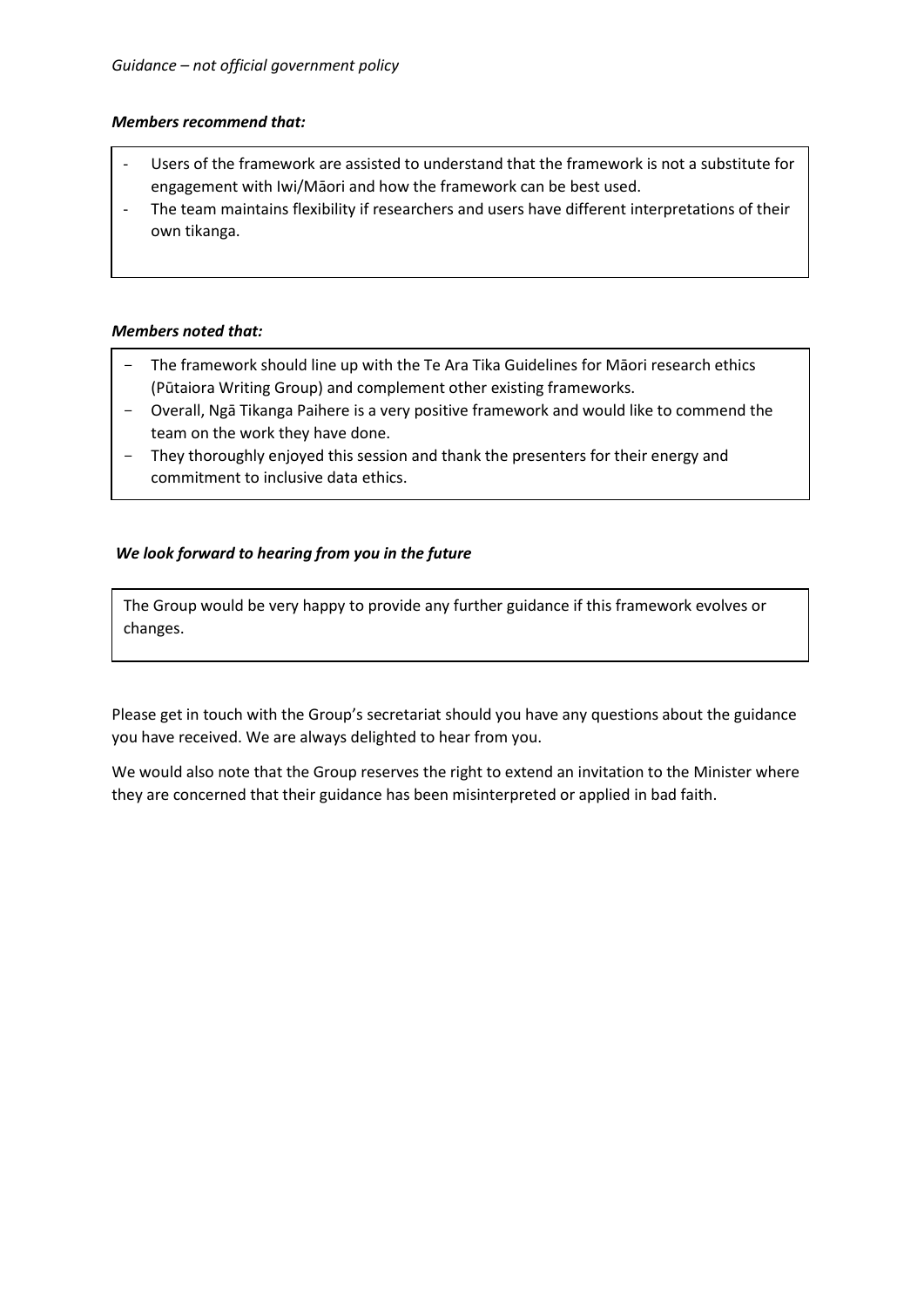*Members recommend that:*

- Users of the framework are assisted to understand that the framework is not a substitute for engagement with Iwi/Māori and how the framework can be best used.
- The team maintains flexibility if researchers and users have different interpretations of their own tikanga.

*Members noted that:*

- The framework should line up with the Te Ara Tika Guidelines for Māori research ethics (Pūtaiora Writing Group) and complement other existing frameworks.
- Overall, Ngā Tikanga Paihere is a very positive framework and would like to commend the team on the work they have done.
- They thoroughly enjoyed this session and thank the presenters for their energy and commitment to inclusive data ethics.

*We look forward to hearing from you in the future*

The Group would be very happy to provide any further guidance if this framework evolves or changes.

Please get in touch with the Group's secretariat should you have any questions about the guidance you have received. We are always delighted to hear from you.

We would also note that the Group reserves the right to extend an invitation to the Minister where they are concerned that their guidance has been misinterpreted or applied in bad faith.